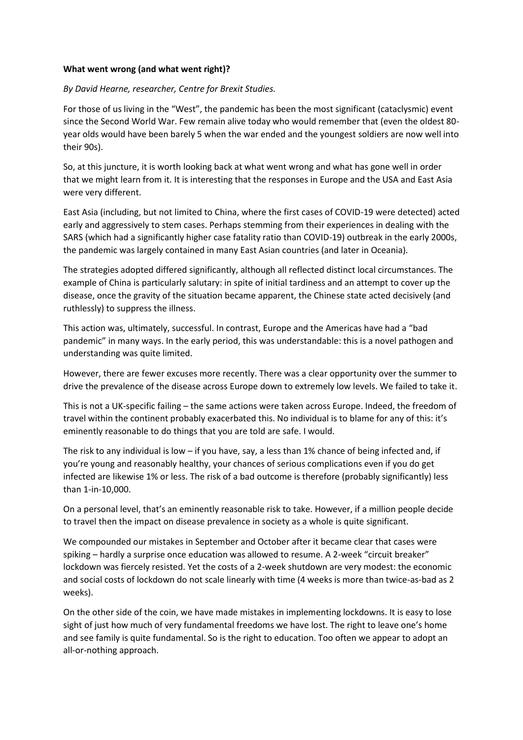**What went wrong (and what went right)?**

*By David Hearne, researcher, Centre for Brexit Studies.*

For those of us living in the "West", the pandemic has been the most significant (cataclysmic) event since the Second World War. Few remain alive today who would remember that (even the oldest 80-year olds would have been barely 5 when the war ended and the youngest soldiers are now well into their 90s).

So, at this juncture, it is worth looking back at what went wrong and what has gone well in order that we might learn from it. It is interesting that the responses in Europe and the USA and East Asia were very different.

East Asia (including, but not limited to China, where the first cases of COVID-19 were detected) acted early and aggressively to stem cases. Perhaps stemming from their experiences in dealing with the SARS (which had a significantly higher case fatality ratio than COVID-19) outbreak in the early 2000s, the pandemic was largely contained in many East Asian countries (and later in Oceania).

The strategies adopted differed significantly, although all reflected distinct local circumstances. The example of China is particularly salutary: in spite of initial tardiness and an attempt to cover up the disease, once the gravity of the situation became apparent, the Chinese state acted decisively (and ruthlessly) to suppress the illness.

This action was, ultimately, successful. In contrast, Europe and the Americas have had a "bad pandemic" in many ways. In the early period, this was understandable: this is a novel pathogen and understanding was quite limited.

However, there are fewer excuses more recently. There was a clear opportunity over the summer to drive the prevalence of the disease across Europe down to extremely low levels. We failed to take it.

This is not a UK-specific failing – the same actions were taken across Europe. Indeed, the freedom of travel within the continent probably exacerbated this. No individual is to blame for any of this: it's eminently reasonable to do things that you are told are safe. I would.

The risk to any individual is low – if you have, say, a less than 1% chance of being infected and, if you're young and reasonably healthy, your chances of serious complications even if you do get infected are likewise 1% or less. The risk of a bad outcome is therefore (probably significantly) less than 1-in-10,000.

On a personal level, that's an eminently reasonable risk to take. However, if a million people decide to travel then the impact on disease prevalence in society as a whole is quite significant.

We compounded our mistakes in September and October after it became clear that cases were spiking – hardly a surprise once education was allowed to resume. A 2-week "circuit breaker" lockdown was fiercely resisted. Yet the costs of a 2-week shutdown are very modest: the economic and social costs of lockdown do not scale linearly with time (4 weeks is more than twice-as-bad as 2 weeks).

On the other side of the coin, we have made mistakes in implementing lockdowns. It is easy to lose sight of just how much of very fundamental freedoms we have lost. The right to leave one's home and see family is quite fundamental. So is the right to education. Too often we appear to adopt an all-or-nothing approach.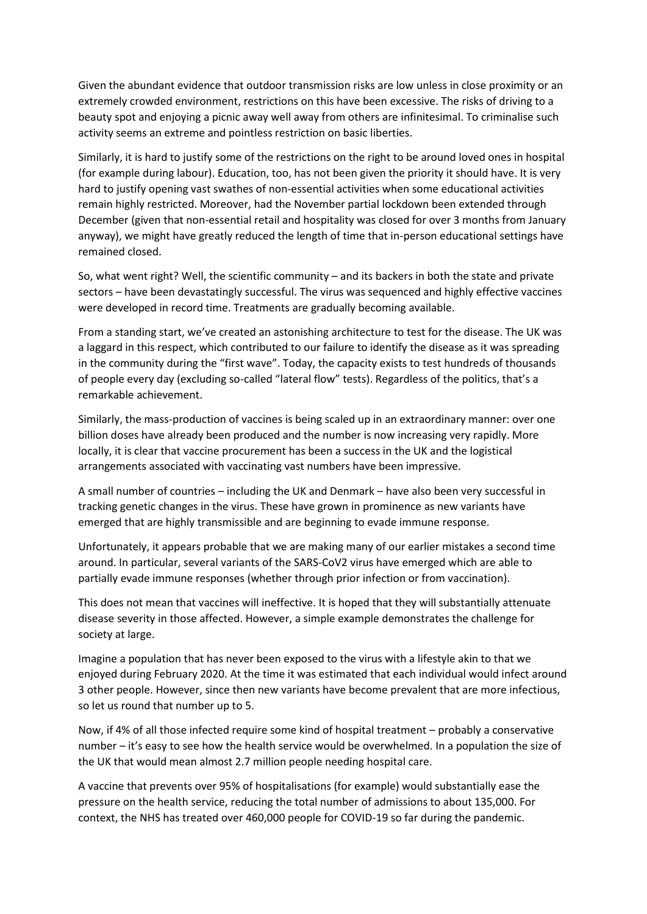Given the abundant evidence that outdoor transmission risks are low unless in close proximity or an extremely crowded environment, restrictions on this have been excessive. The risks of driving to a beauty spot and enjoying a picnic away well away from others are infinitesimal. To criminalise such activity seems an extreme and pointless restriction on basic liberties.

Similarly, it is hard to justify some of the restrictions on the right to be around loved ones in hospital (for example during labour). Education, too, has not been given the priority it should have. It is very hard to justify opening vast swathes of non-essential activities when some educational activities remain highly restricted. Moreover, had the November partial lockdown been extended through December (given that non-essential retail and hospitality was closed for over 3 months from January anyway), we might have greatly reduced the length of time that in-person educational settings have remained closed.

So, what went right? Well, the scientific community – and its backers in both the state and private sectors – have been devastatingly successful. The virus was sequenced and highly effective vaccines were developed in record time. Treatments are gradually becoming available.

From a standing start, we've created an astonishing architecture to test for the disease. The UK was a laggard in this respect, which contributed to our failure to identify the disease as it was spreading in the community during the "first wave". Today, the capacity exists to test hundreds of thousands of people every day (excluding so-called "lateral flow" tests). Regardless of the politics, that's a remarkable achievement.

Similarly, the mass-production of vaccines is being scaled up in an extraordinary manner: over one billion doses have already been produced and the number is now increasing very rapidly. More locally, it is clear that vaccine procurement has been a success in the UK and the logistical arrangements associated with vaccinating vast numbers have been impressive.

A small number of countries – including the UK and Denmark – have also been very successful in tracking genetic changes in the virus. These have grown in prominence as new variants have emerged that are highly transmissible and are beginning to evade immune response.

Unfortunately, it appears probable that we are making many of our earlier mistakes a second time around. In particular, several variants of the SARS-CoV2 virus have emerged which are able to partially evade immune responses (whether through prior infection or from vaccination).

This does not mean that vaccines will ineffective. It is hoped that they will substantially attenuate disease severity in those affected. However, a simple example demonstrates the challenge for society at large.

Imagine a population that has never been exposed to the virus with a lifestyle akin to that we enjoyed during February 2020. At the time it was estimated that each individual would infect around 3 other people. However, since then new variants have become prevalent that are more infectious, so let us round that number up to 5.

Now, if 4% of all those infected require some kind of hospital treatment – probably a conservative number – it's easy to see how the health service would be overwhelmed. In a population the size of the UK that would mean almost 2.7 million people needing hospital care.

A vaccine that prevents over 95% of hospitalisations (for example) would substantially ease the pressure on the health service, reducing the total number of admissions to about 135,000. For context, the NHS has treated over 460,000 people for COVID-19 so far during the pandemic.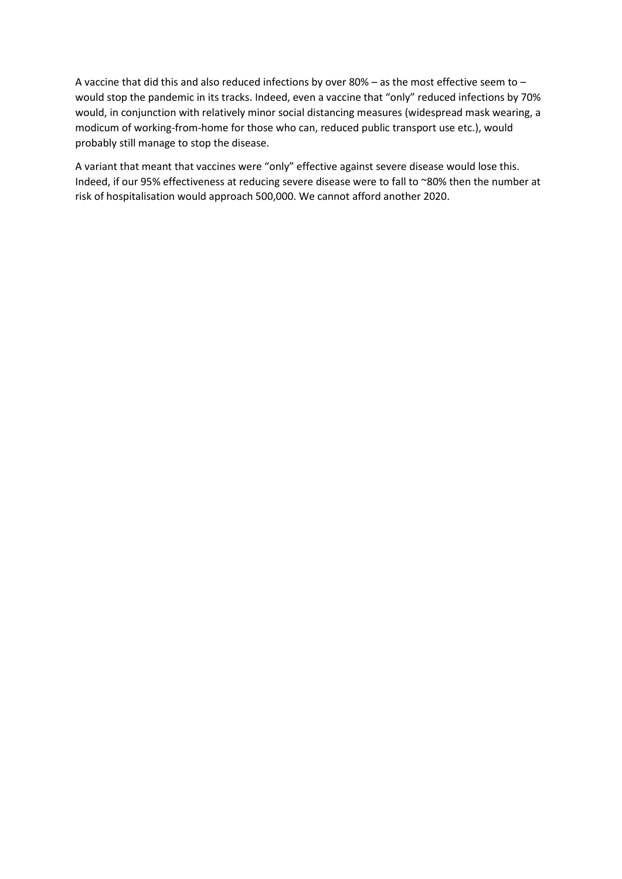A vaccine that did this and also reduced infections by over 80% – as the most effective seem to – would stop the pandemic in its tracks. Indeed, even a vaccine that "only" reduced infections by 70% would, in conjunction with relatively minor social distancing measures (widespread mask wearing, a modicum of working-from-home for those who can, reduced public transport use etc.), would probably still manage to stop the disease.

A variant that meant that vaccines were "only" effective against severe disease would lose this. Indeed, if our 95% effectiveness at reducing severe disease were to fall to ~80% then the number at risk of hospitalisation would approach 500,000. We cannot afford another 2020.